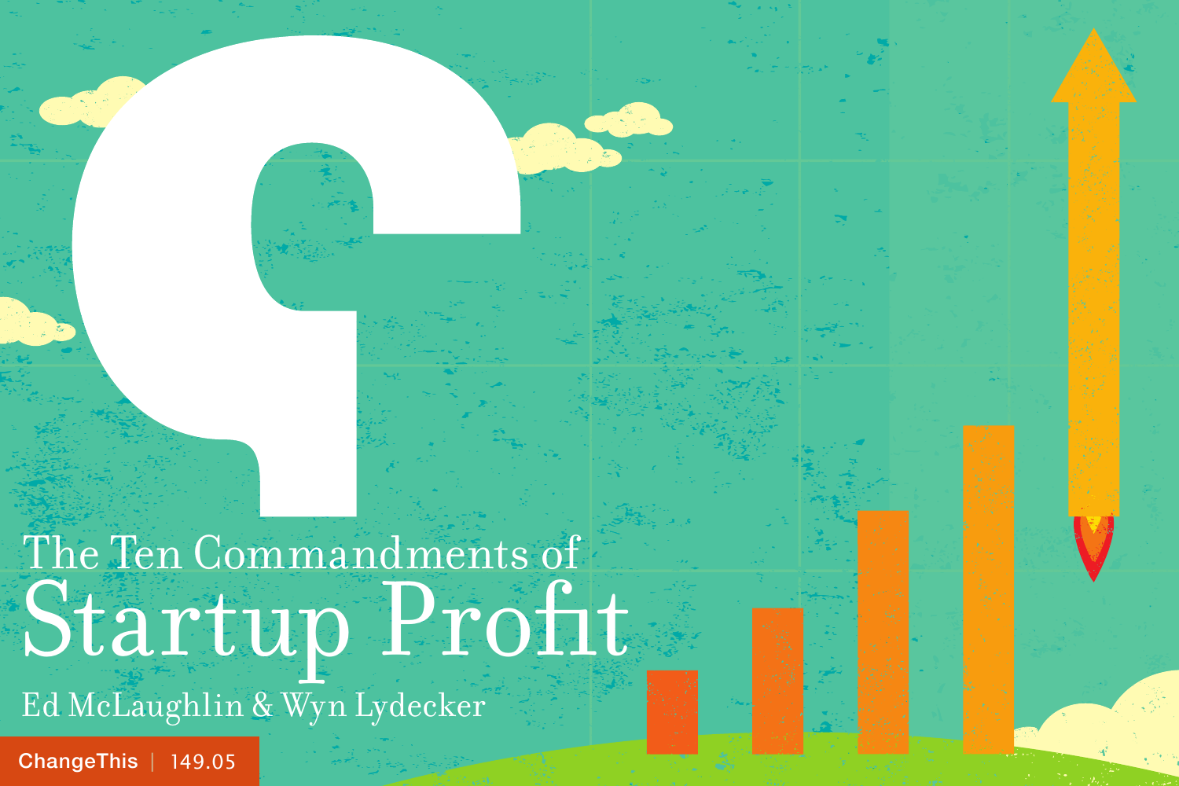# The Ten Commandments of Startup Profit

Ed McLaughlin & Wyn Lydecker

ChangeThis | 149.05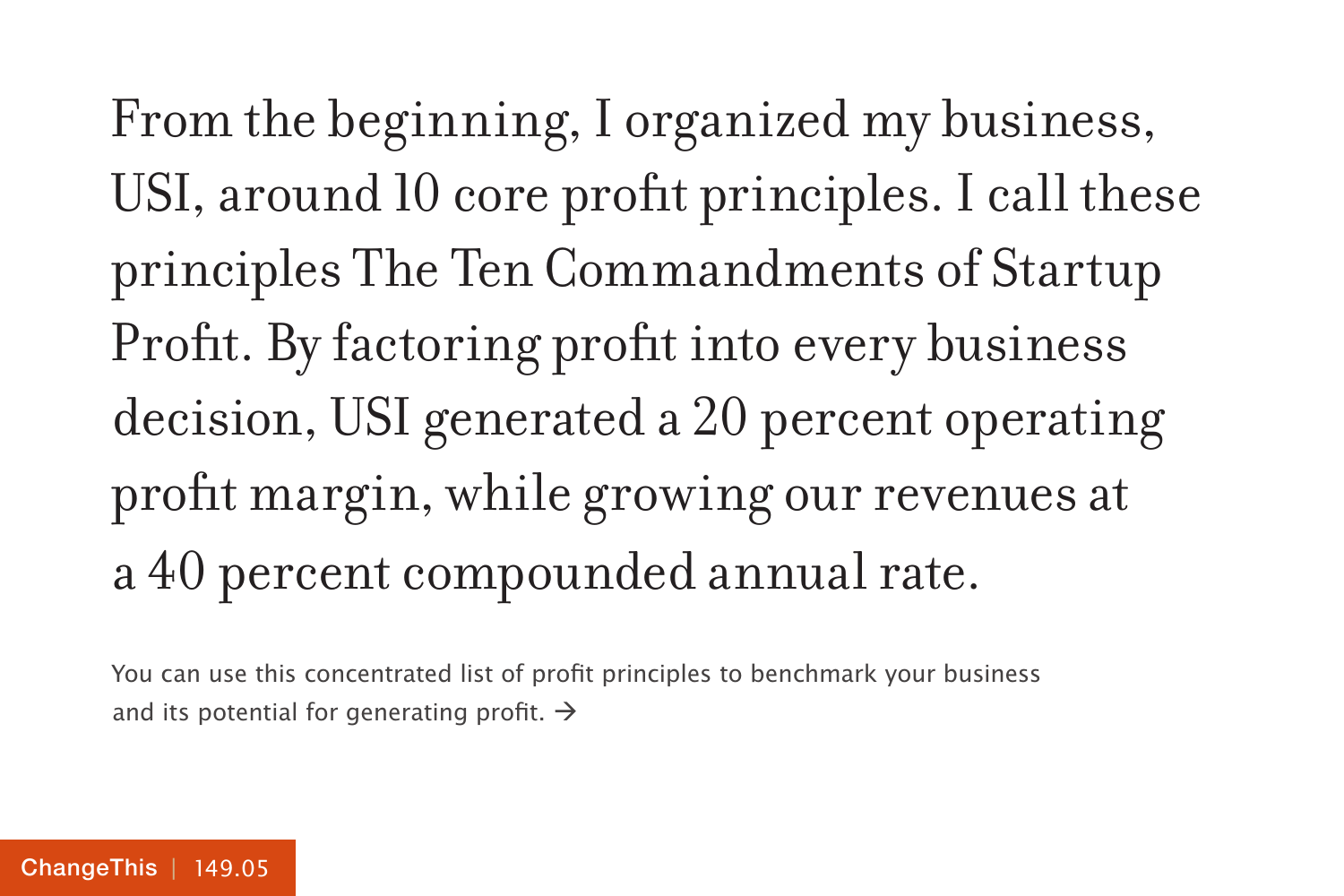From the beginning, I organized my business, USI, around 10 core profit principles. I call these principles The Ten Commandments of Startup Profit. By factoring profit into every business decision, USI generated a 20 percent operating profit margin, while growing our revenues at a 40 percent compounded annual rate.

You can use this concentrated list of profit principles to benchmark your business and its potential for generating profit. →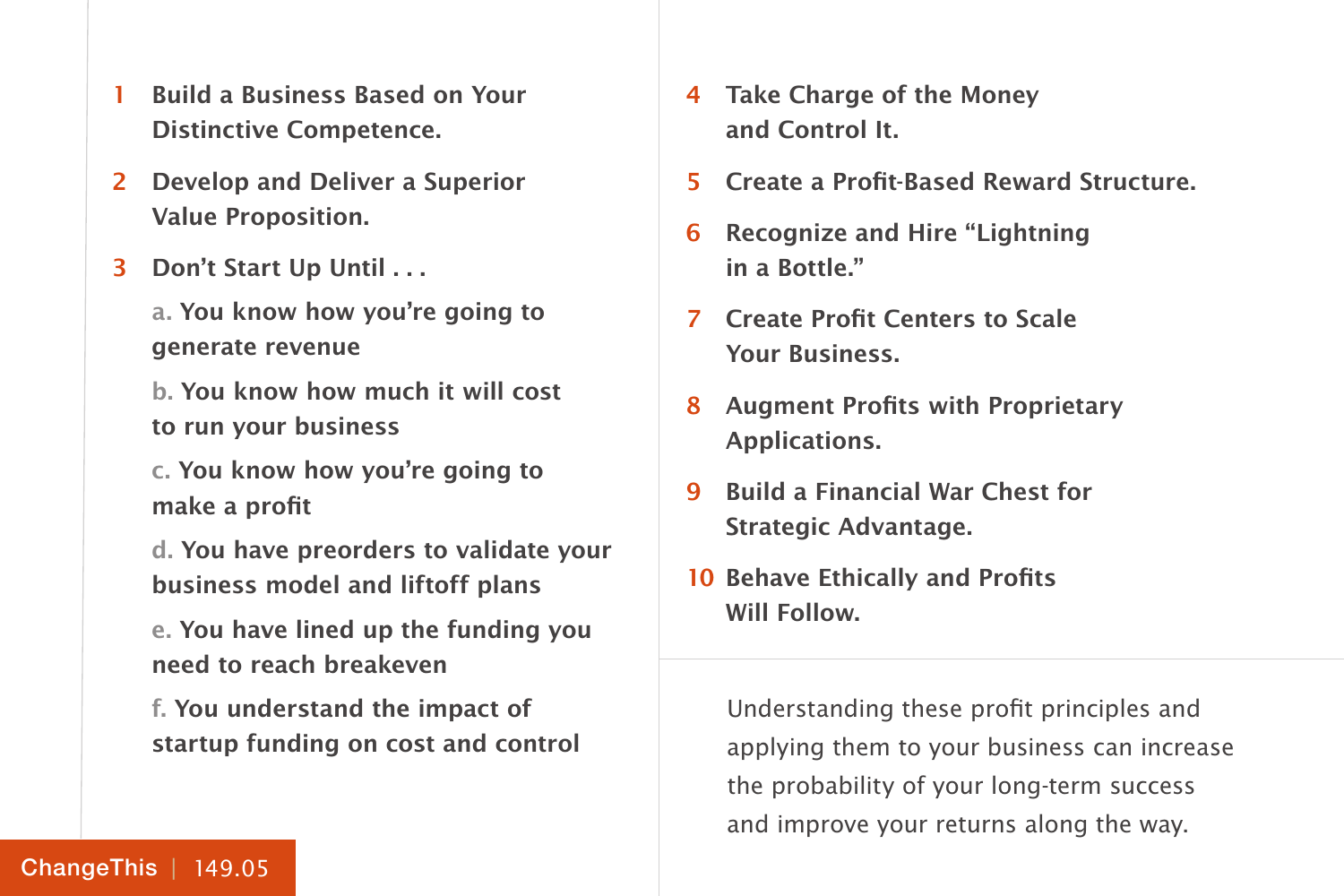1. **Build a Business Based on Your Distinctive Competence.**
2. **Develop and Deliver a Superior Value Proposition.**
3. **Don't Start Up Until . . .**
   - a. You know how you're going to generate revenue
   - b. You know how much it will cost to run your business
   - c. You know how you're going to make a profit
   - d. You have preorders to validate your business model and liftoff plans
   - e. You have lined up the funding you need to reach breakeven
   - f. You understand the impact of startup funding on cost and control
4. **Take Charge of the Money and Control It.**
5. **Create a Profit-Based Reward Structure.**
6. **Recognize and Hire "Lightning in a Bottle."**
7. **Create Profit Centers to Scale Your Business.**
8. **Augment Profits with Proprietary Applications.**
9. **Build a Financial War Chest for Strategic Advantage.**
10. **Behave Ethically and Profits Will Follow.**

Understanding these profit principles and applying them to your business can increase the probability of your long-term success and improve your returns along the way.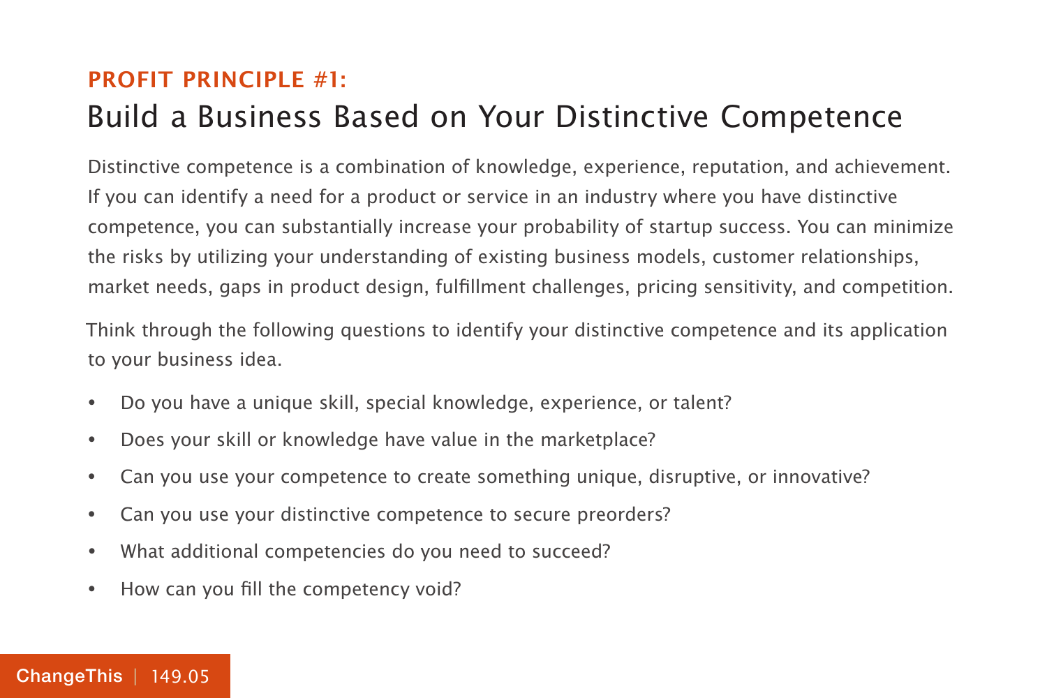## PROFIT PRINCIPLE #1:

# Build a Business Based on Your Distinctive Competence

Distinctive competence is a combination of knowledge, experience, reputation, and achievement. If you can identify a need for a product or service in an industry where you have distinctive competence, you can substantially increase your probability of startup success. You can minimize the risks by utilizing your understanding of existing business models, customer relationships, market needs, gaps in product design, fulfillment challenges, pricing sensitivity, and competition.

Think through the following questions to identify your distinctive competence and its application to your business idea.

- Do you have a unique skill, special knowledge, experience, or talent?
- Does your skill or knowledge have value in the marketplace?
- Can you use your competence to create something unique, disruptive, or innovative?
- Can you use your distinctive competence to secure preorders?
- What additional competencies do you need to succeed?
- How can you fill the competency void?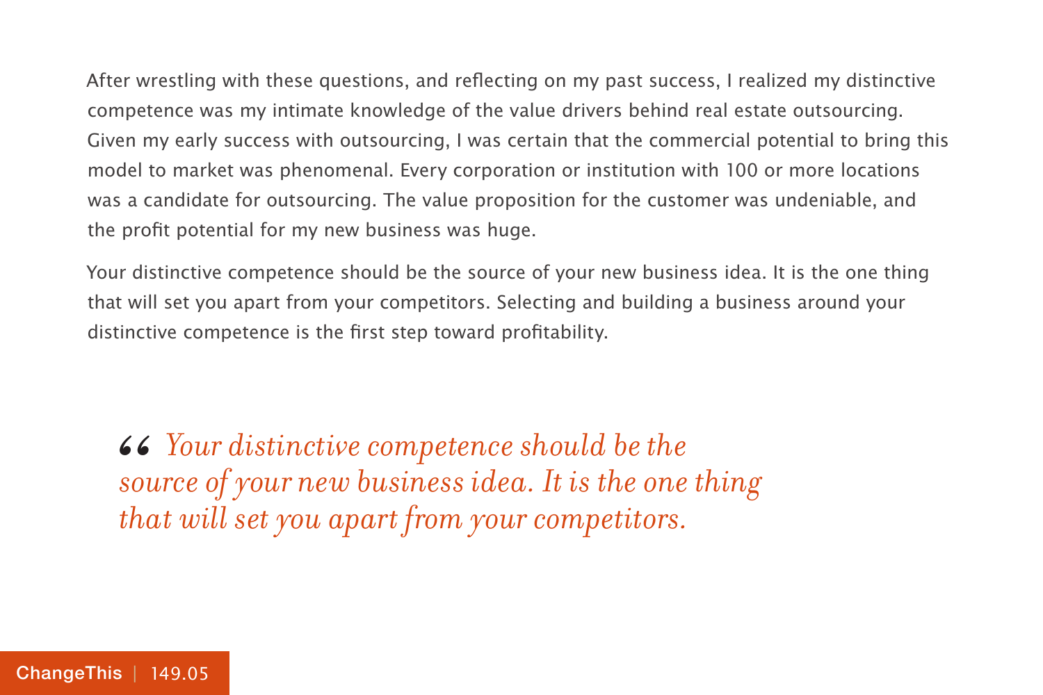After wrestling with these questions, and reflecting on my past success, I realized my distinctive competence was my intimate knowledge of the value drivers behind real estate outsourcing. Given my early success with outsourcing, I was certain that the commercial potential to bring this model to market was phenomenal. Every corporation or institution with 100 or more locations was a candidate for outsourcing. The value proposition for the customer was undeniable, and the profit potential for my new business was huge.

Your distinctive competence should be the source of your new business idea. It is the one thing that will set you apart from your competitors. Selecting and building a business around your distinctive competence is the first step toward profitability.

> *“Your distinctive competence should be the source of your new business idea. It is the one thing that will set you apart from your competitors.*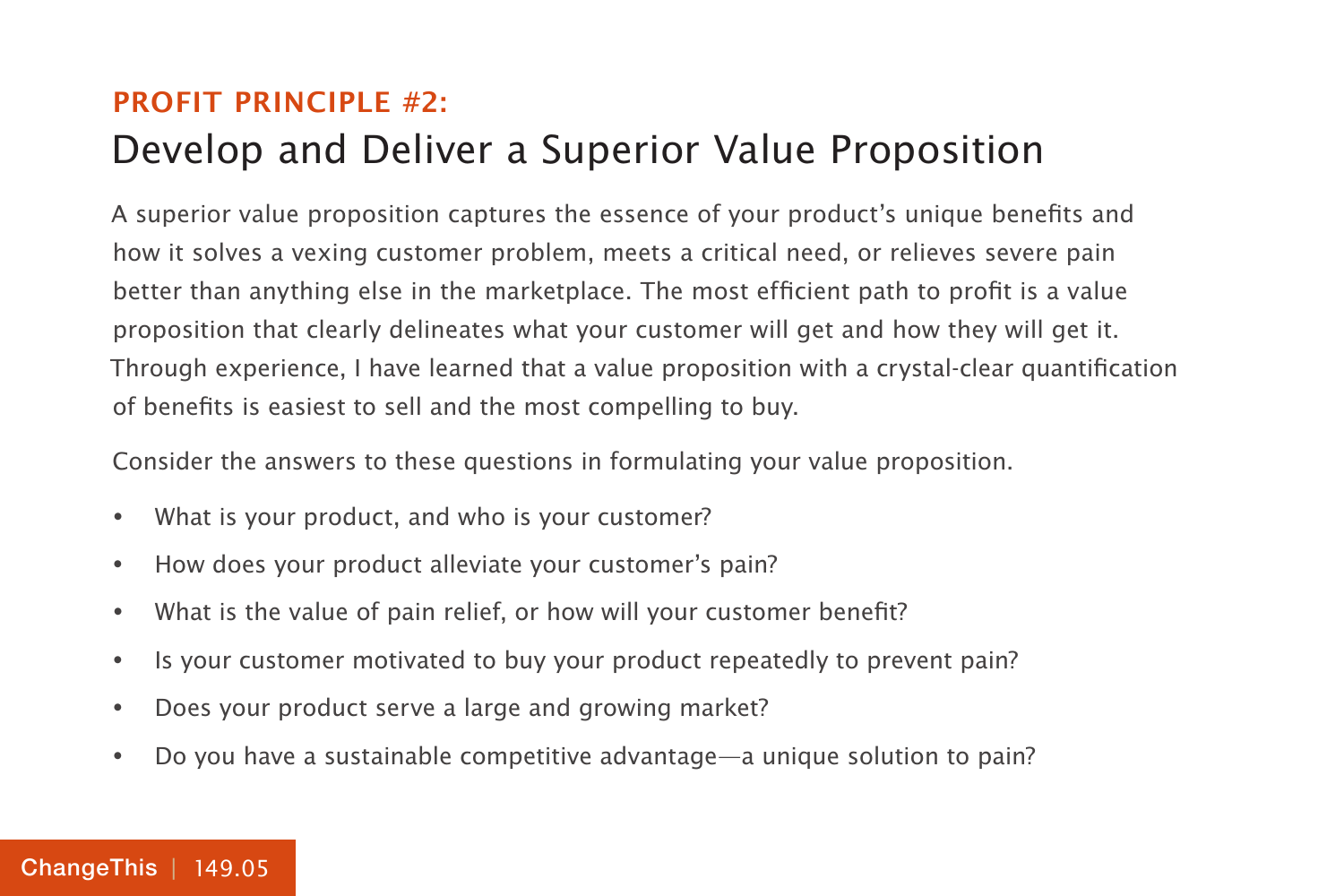## PROFIT PRINCIPLE #2:

# Develop and Deliver a Superior Value Proposition

A superior value proposition captures the essence of your product's unique benefits and how it solves a vexing customer problem, meets a critical need, or relieves severe pain better than anything else in the marketplace. The most efficient path to profit is a value proposition that clearly delineates what your customer will get and how they will get it. Through experience, I have learned that a value proposition with a crystal-clear quantification of benefits is easiest to sell and the most compelling to buy.

Consider the answers to these questions in formulating your value proposition.

- What is your product, and who is your customer?
- How does your product alleviate your customer's pain?
- What is the value of pain relief, or how will your customer benefit?
- Is your customer motivated to buy your product repeatedly to prevent pain?
- Does your product serve a large and growing market?
- Do you have a sustainable competitive advantage—a unique solution to pain?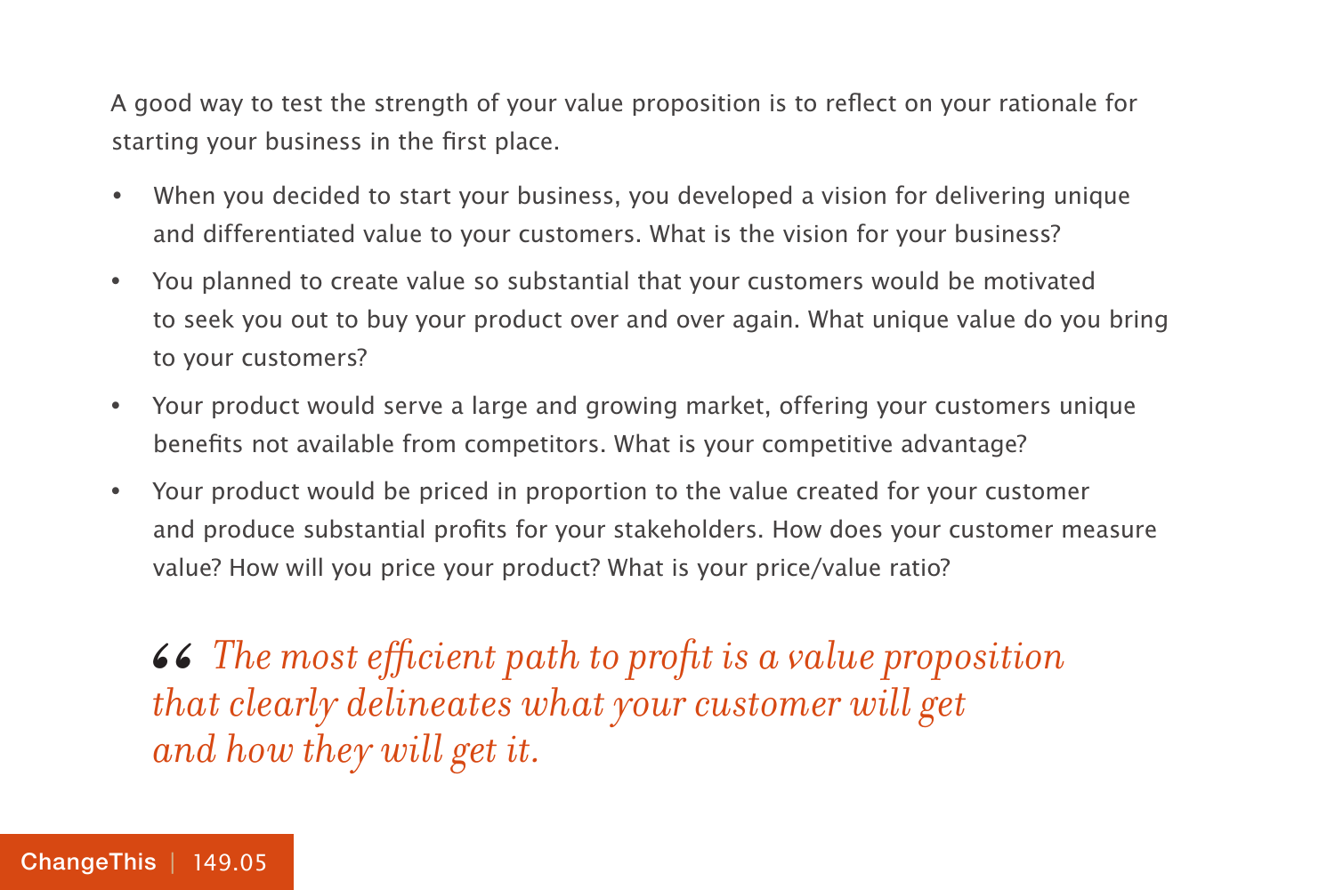A good way to test the strength of your value proposition is to reflect on your rationale for starting your business in the first place.

- When you decided to start your business, you developed a vision for delivering unique and differentiated value to your customers. What is the vision for your business?
- You planned to create value so substantial that your customers would be motivated to seek you out to buy your product over and over again. What unique value do you bring to your customers?
- Your product would serve a large and growing market, offering your customers unique benefits not available from competitors. What is your competitive advantage?
- Your product would be priced in proportion to the value created for your customer and produce substantial profits for your stakeholders. How does your customer measure value? How will you price your product? What is your price/value ratio?

> *“The most efficient path to profit is a value proposition that clearly delineates what your customer will get and how they will get it.*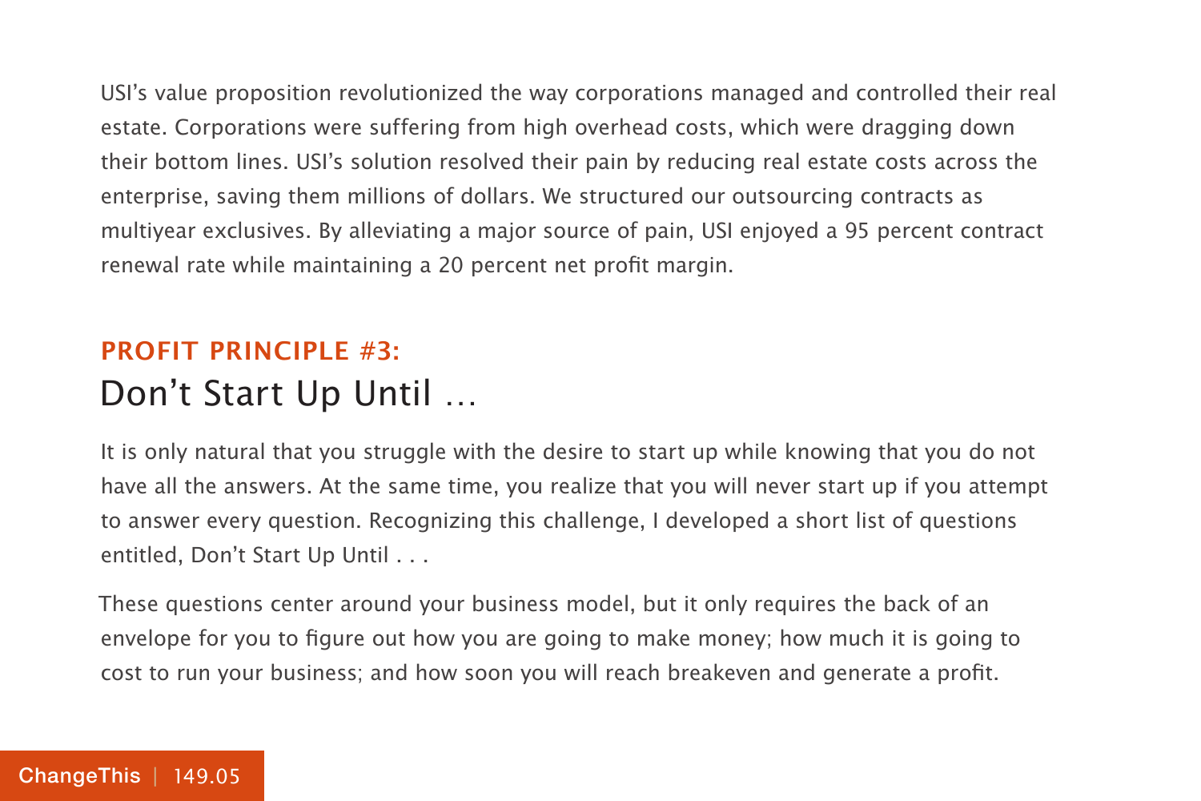USI's value proposition revolutionized the way corporations managed and controlled their real estate. Corporations were suffering from high overhead costs, which were dragging down their bottom lines. USI's solution resolved their pain by reducing real estate costs across the enterprise, saving them millions of dollars. We structured our outsourcing contracts as multiyear exclusives. By alleviating a major source of pain, USI enjoyed a 95 percent contract renewal rate while maintaining a 20 percent net profit margin.

## PROFIT PRINCIPLE #3:
## Don't Start Up Until …

It is only natural that you struggle with the desire to start up while knowing that you do not have all the answers. At the same time, you realize that you will never start up if you attempt to answer every question. Recognizing this challenge, I developed a short list of questions entitled, Don't Start Up Until . . .

These questions center around your business model, but it only requires the back of an envelope for you to figure out how you are going to make money; how much it is going to cost to run your business; and how soon you will reach breakeven and generate a profit.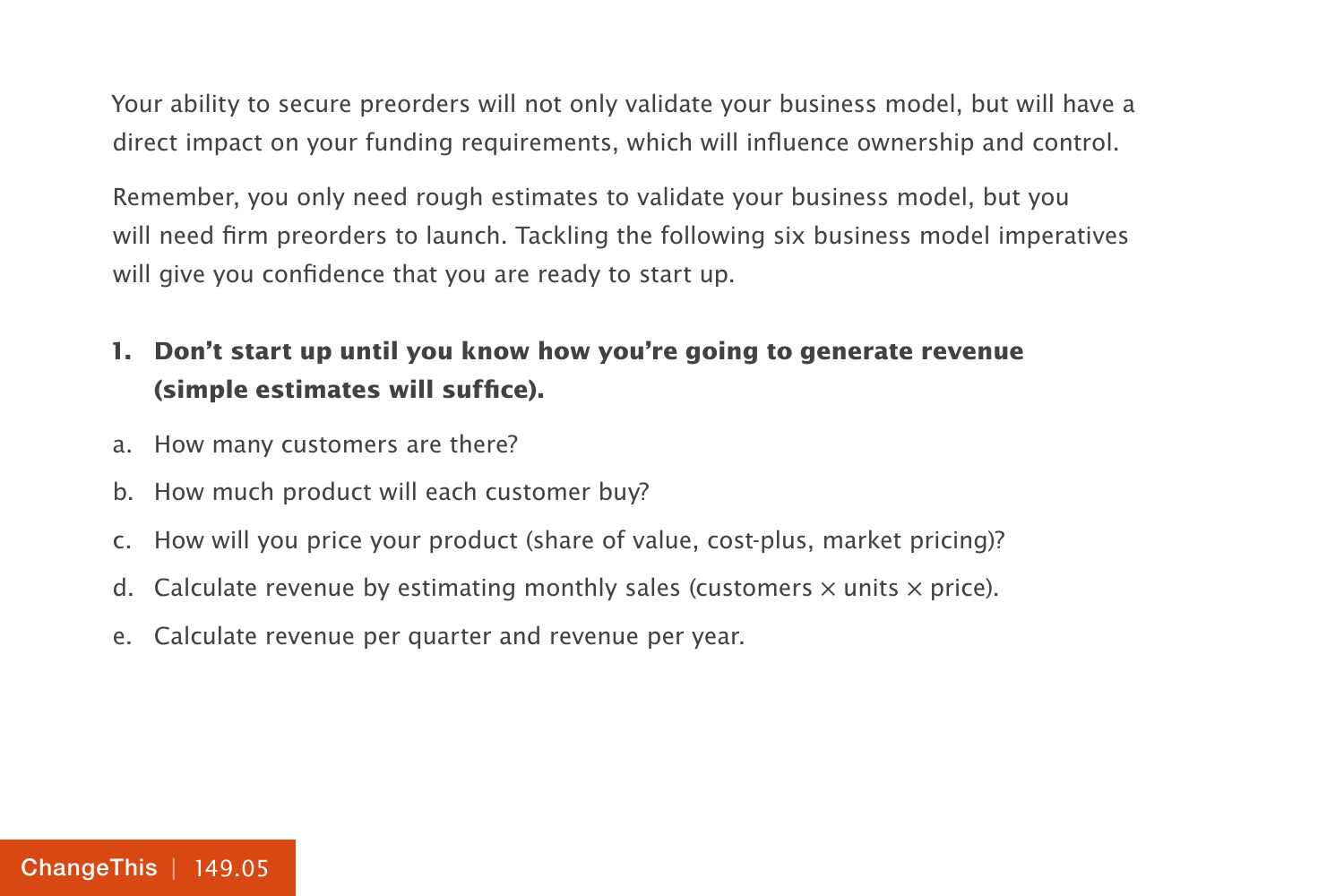Your ability to secure preorders will not only validate your business model, but will have a direct impact on your funding requirements, which will influence ownership and control.

Remember, you only need rough estimates to validate your business model, but you will need firm preorders to launch. Tackling the following six business model imperatives will give you confidence that you are ready to start up.

1. **Don't start up until you know how you're going to generate revenue (simple estimates will suffice).**

   a. How many customers are there?

   b. How much product will each customer buy?

   c. How will you price your product (share of value, cost-plus, market pricing)?

   d. Calculate revenue by estimating monthly sales (customers × units × price).

   e. Calculate revenue per quarter and revenue per year.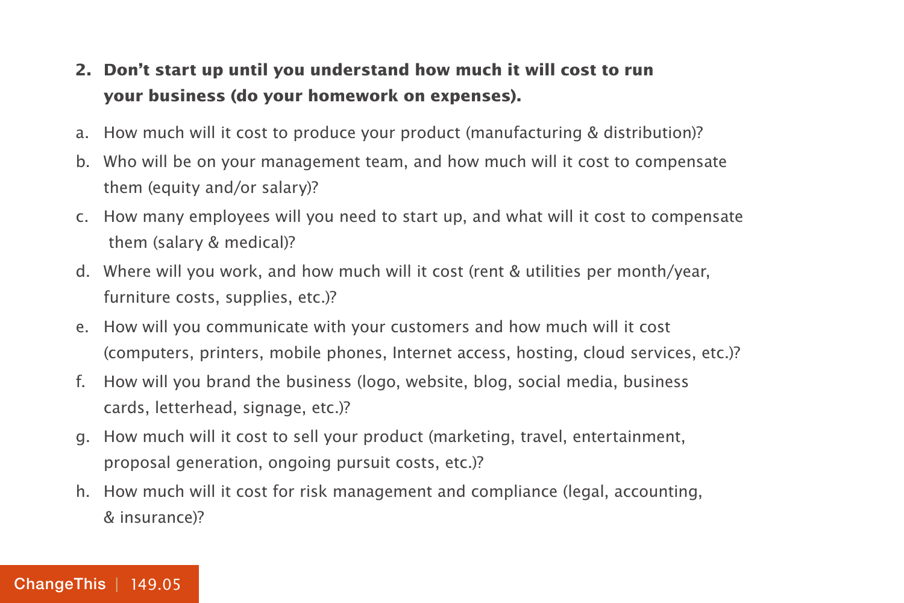2. **Don't start up until you understand how much it will cost to run your business (do your homework on expenses).**

a. How much will it cost to produce your product (manufacturing & distribution)?

b. Who will be on your management team, and how much will it cost to compensate them (equity and/or salary)?

c. How many employees will you need to start up, and what will it cost to compensate them (salary & medical)?

d. Where will you work, and how much will it cost (rent & utilities per month/year, furniture costs, supplies, etc.)?

e. How will you communicate with your customers and how much will it cost (computers, printers, mobile phones, Internet access, hosting, cloud services, etc.)?

f. How will you brand the business (logo, website, blog, social media, business cards, letterhead, signage, etc.)?

g. How much will it cost to sell your product (marketing, travel, entertainment, proposal generation, ongoing pursuit costs, etc.)?

h. How much will it cost for risk management and compliance (legal, accounting, & insurance)?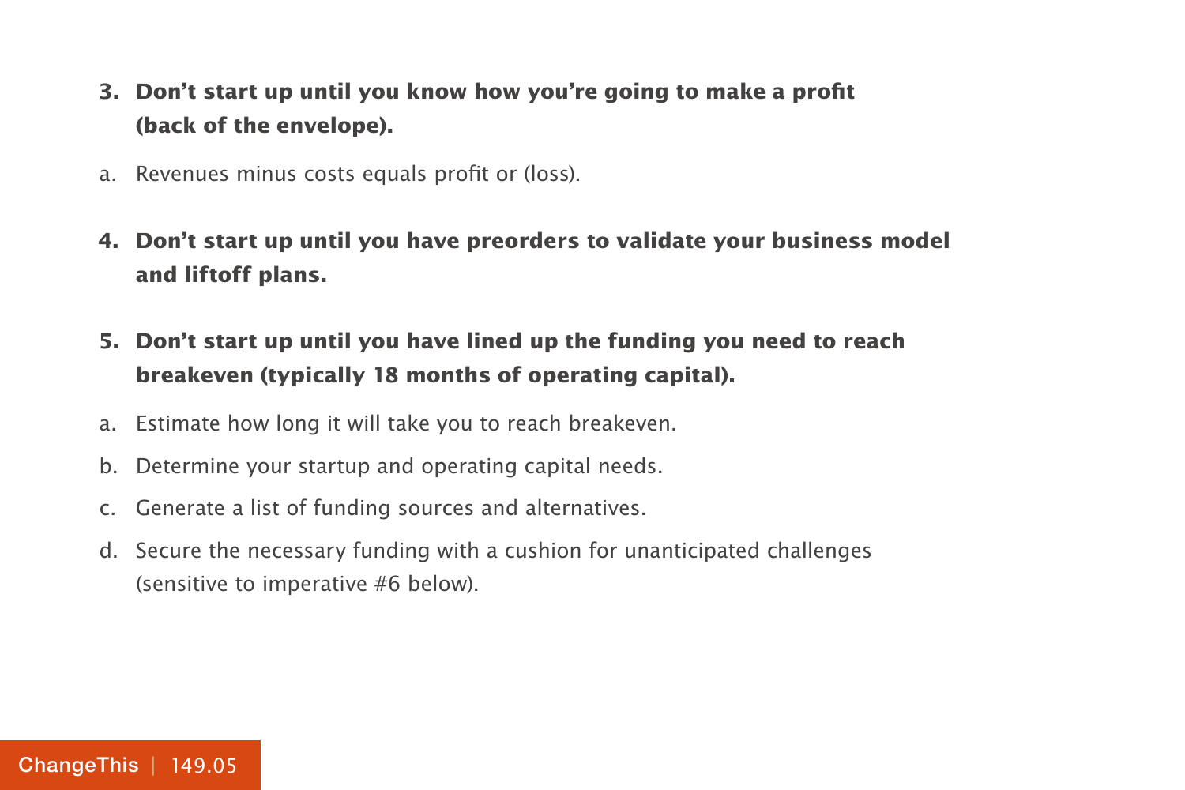**3. Don’t start up until you know how you’re going to make a profit (back of the envelope).**

a. Revenues minus costs equals profit or (loss).

**4. Don’t start up until you have preorders to validate your business model and liftoff plans.**

**5. Don’t start up until you have lined up the funding you need to reach breakeven (typically 18 months of operating capital).**

a. Estimate how long it will take you to reach breakeven.

b. Determine your startup and operating capital needs.

c. Generate a list of funding sources and alternatives.

d. Secure the necessary funding with a cushion for unanticipated challenges (sensitive to imperative #6 below).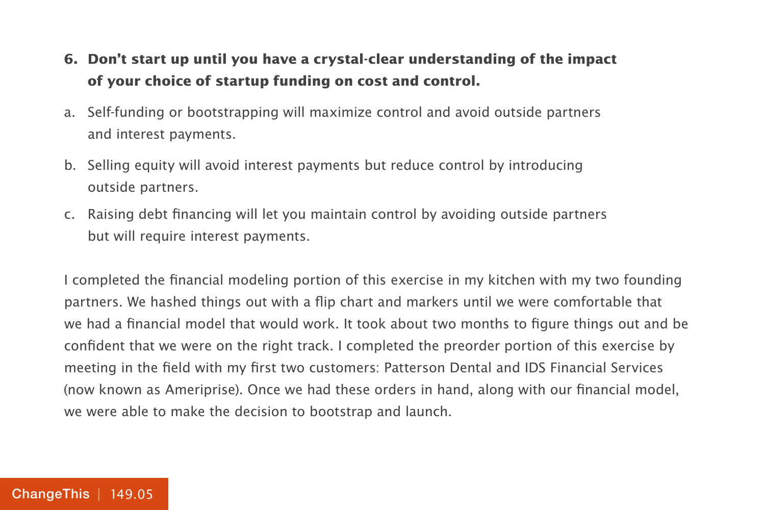**6. Don't start up until you have a crystal-clear understanding of the impact of your choice of startup funding on cost and control.**

a. Self-funding or bootstrapping will maximize control and avoid outside partners and interest payments.

b. Selling equity will avoid interest payments but reduce control by introducing outside partners.

c. Raising debt financing will let you maintain control by avoiding outside partners but will require interest payments.

I completed the financial modeling portion of this exercise in my kitchen with my two founding partners. We hashed things out with a flip chart and markers until we were comfortable that we had a financial model that would work. It took about two months to figure things out and be confident that we were on the right track. I completed the preorder portion of this exercise by meeting in the field with my first two customers: Patterson Dental and IDS Financial Services (now known as Ameriprise). Once we had these orders in hand, along with our financial model, we were able to make the decision to bootstrap and launch.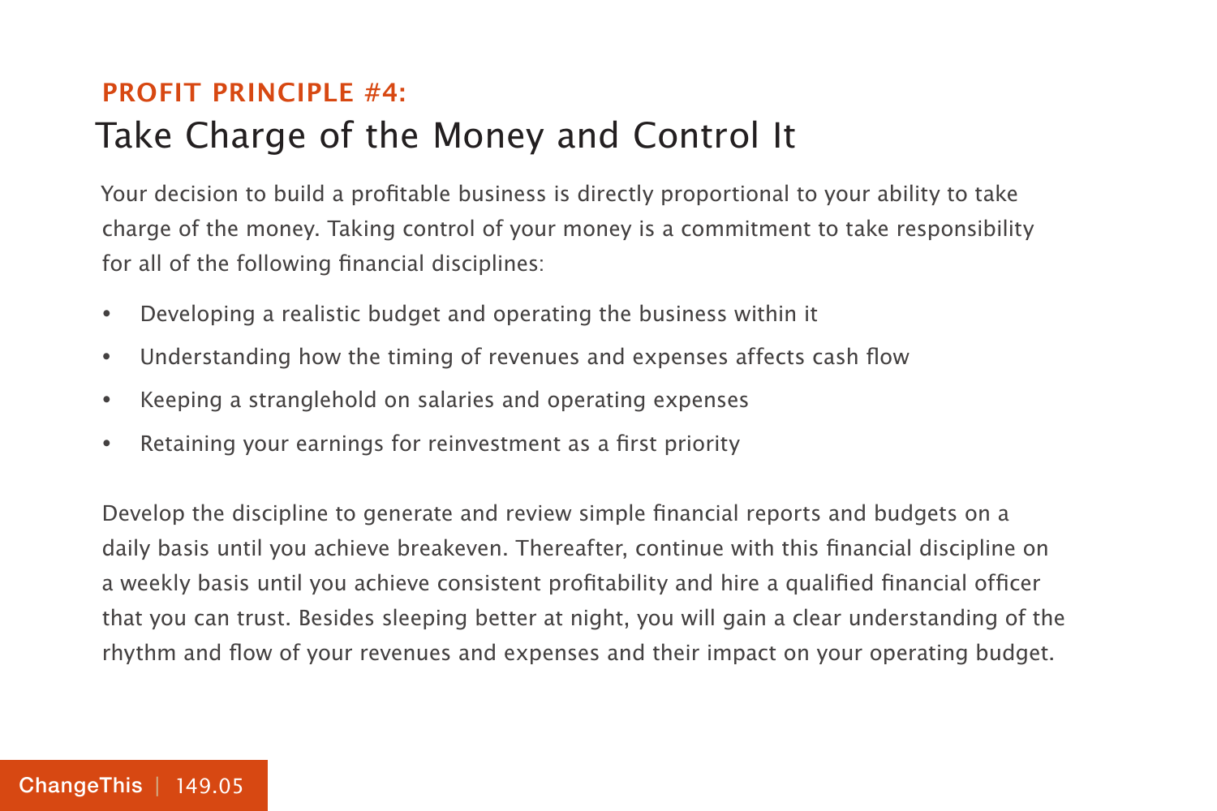**PROFIT PRINCIPLE #4:**

## Take Charge of the Money and Control It

Your decision to build a profitable business is directly proportional to your ability to take charge of the money. Taking control of your money is a commitment to take responsibility for all of the following financial disciplines:

- Developing a realistic budget and operating the business within it
- Understanding how the timing of revenues and expenses affects cash flow
- Keeping a stranglehold on salaries and operating expenses
- Retaining your earnings for reinvestment as a first priority

Develop the discipline to generate and review simple financial reports and budgets on a daily basis until you achieve breakeven. Thereafter, continue with this financial discipline on a weekly basis until you achieve consistent profitability and hire a qualified financial officer that you can trust. Besides sleeping better at night, you will gain a clear understanding of the rhythm and flow of your revenues and expenses and their impact on your operating budget.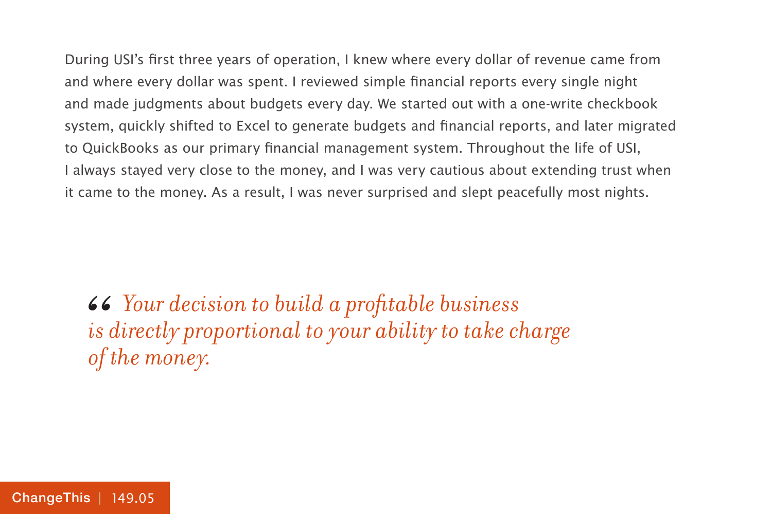During USI's first three years of operation, I knew where every dollar of revenue came from and where every dollar was spent. I reviewed simple financial reports every single night and made judgments about budgets every day. We started out with a one-write checkbook system, quickly shifted to Excel to generate budgets and financial reports, and later migrated to QuickBooks as our primary financial management system. Throughout the life of USI, I always stayed very close to the money, and I was very cautious about extending trust when it came to the money. As a result, I was never surprised and slept peacefully most nights.

> “ *Your decision to build a profitable business is directly proportional to your ability to take charge of the money.*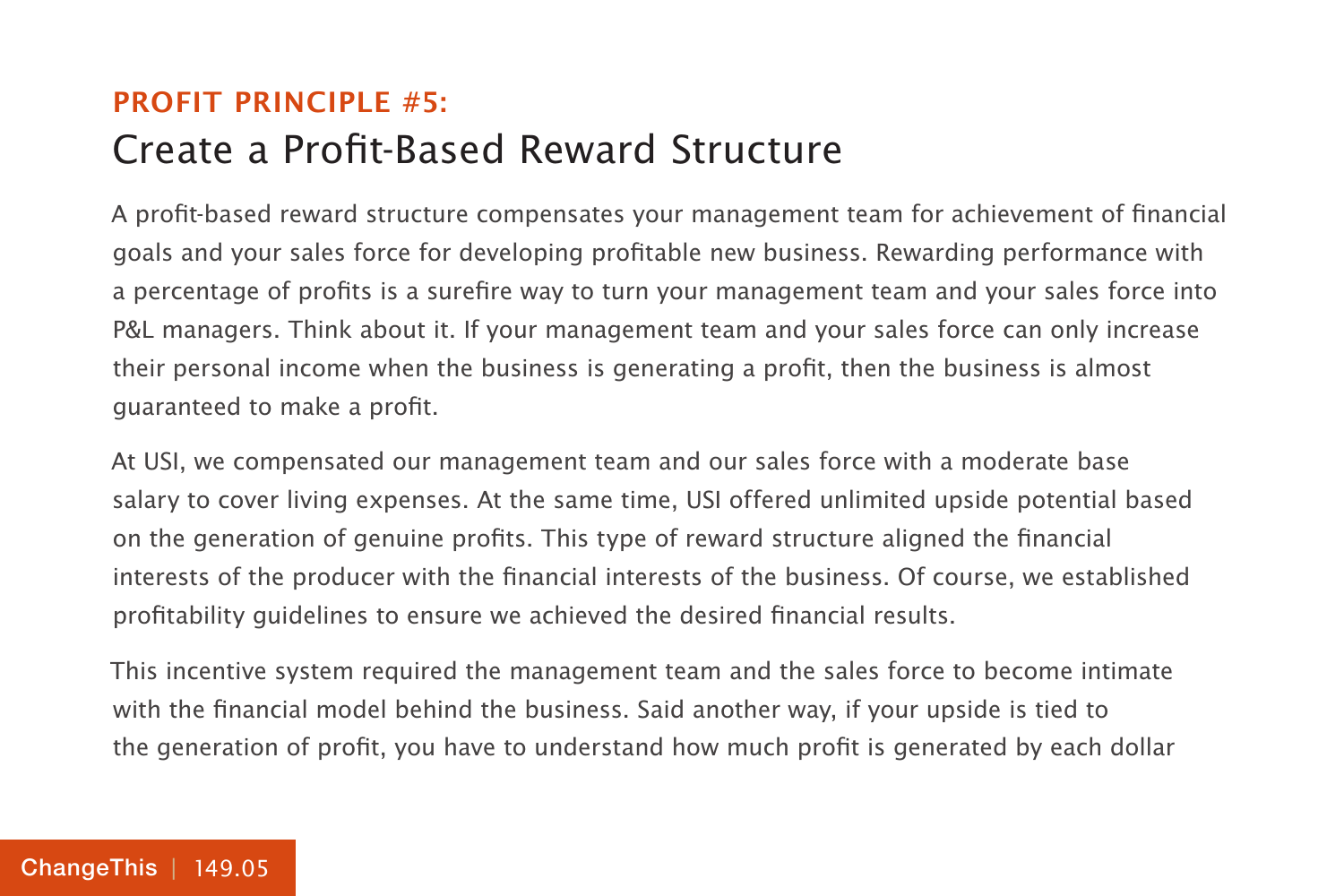**PROFIT PRINCIPLE #5:**

## Create a Profit-Based Reward Structure

A profit-based reward structure compensates your management team for achievement of financial goals and your sales force for developing profitable new business. Rewarding performance with a percentage of profits is a surefire way to turn your management team and your sales force into P&L managers. Think about it. If your management team and your sales force can only increase their personal income when the business is generating a profit, then the business is almost guaranteed to make a profit.

At USI, we compensated our management team and our sales force with a moderate base salary to cover living expenses. At the same time, USI offered unlimited upside potential based on the generation of genuine profits. This type of reward structure aligned the financial interests of the producer with the financial interests of the business. Of course, we established profitability guidelines to ensure we achieved the desired financial results.

This incentive system required the management team and the sales force to become intimate with the financial model behind the business. Said another way, if your upside is tied to the generation of profit, you have to understand how much profit is generated by each dollar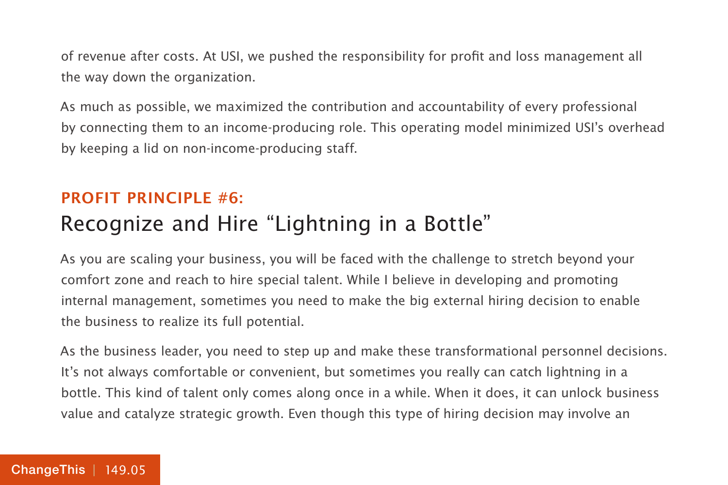of revenue after costs. At USI, we pushed the responsibility for profit and loss management all the way down the organization.

As much as possible, we maximized the contribution and accountability of every professional by connecting them to an income-producing role. This operating model minimized USI's overhead by keeping a lid on non-income-producing staff.

## PROFIT PRINCIPLE #6:
## Recognize and Hire "Lightning in a Bottle"

As you are scaling your business, you will be faced with the challenge to stretch beyond your comfort zone and reach to hire special talent. While I believe in developing and promoting internal management, sometimes you need to make the big external hiring decision to enable the business to realize its full potential.

As the business leader, you need to step up and make these transformational personnel decisions. It's not always comfortable or convenient, but sometimes you really can catch lightning in a bottle. This kind of talent only comes along once in a while. When it does, it can unlock business value and catalyze strategic growth. Even though this type of hiring decision may involve an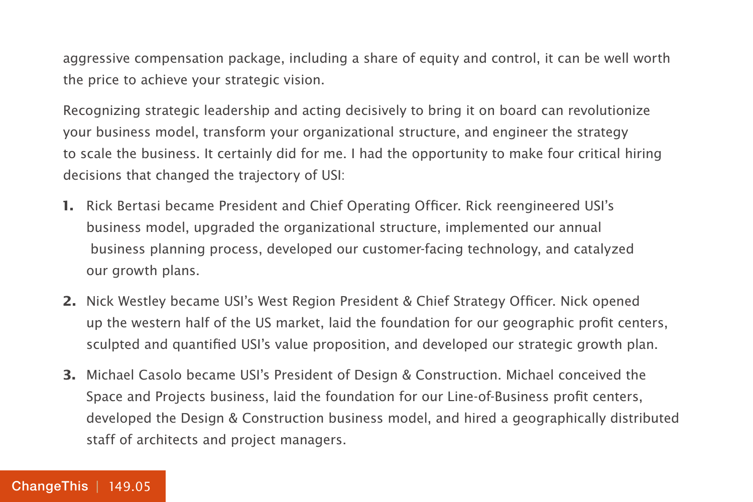aggressive compensation package, including a share of equity and control, it can be well worth the price to achieve your strategic vision.

Recognizing strategic leadership and acting decisively to bring it on board can revolutionize your business model, transform your organizational structure, and engineer the strategy to scale the business. It certainly did for me. I had the opportunity to make four critical hiring decisions that changed the trajectory of USI:

1. Rick Bertasi became President and Chief Operating Officer. Rick reengineered USI's business model, upgraded the organizational structure, implemented our annual business planning process, developed our customer-facing technology, and catalyzed our growth plans.
2. Nick Westley became USI's West Region President & Chief Strategy Officer. Nick opened up the western half of the US market, laid the foundation for our geographic profit centers, sculpted and quantified USI's value proposition, and developed our strategic growth plan.
3. Michael Casolo became USI's President of Design & Construction. Michael conceived the Space and Projects business, laid the foundation for our Line-of-Business profit centers, developed the Design & Construction business model, and hired a geographically distributed staff of architects and project managers.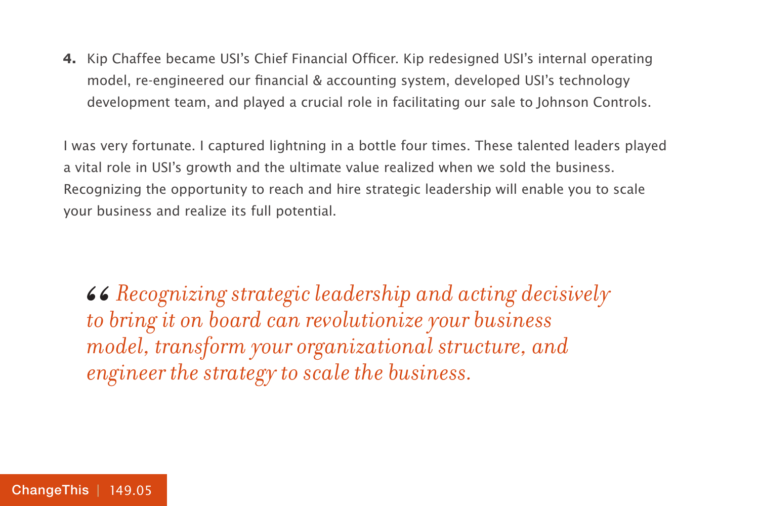4. Kip Chaffee became USI's Chief Financial Officer. Kip redesigned USI's internal operating model, re-engineered our financial & accounting system, developed USI's technology development team, and played a crucial role in facilitating our sale to Johnson Controls.

I was very fortunate. I captured lightning in a bottle four times. These talented leaders played a vital role in USI's growth and the ultimate value realized when we sold the business. Recognizing the opportunity to reach and hire strategic leadership will enable you to scale your business and realize its full potential.

> *"Recognizing strategic leadership and acting decisively to bring it on board can revolutionize your business model, transform your organizational structure, and engineer the strategy to scale the business.*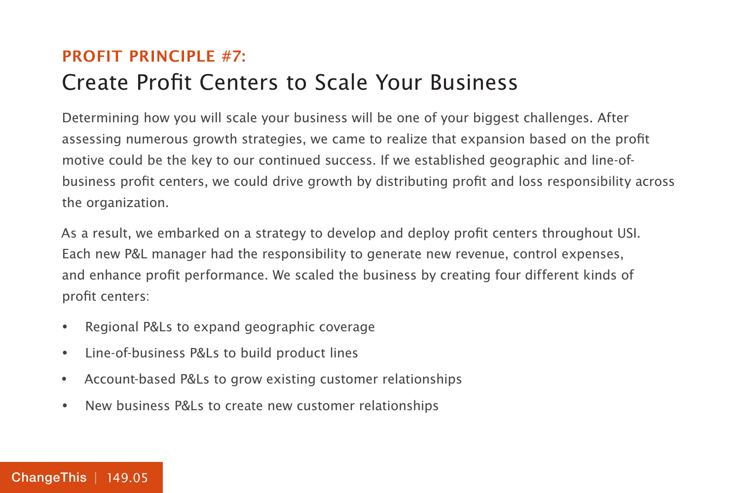## PROFIT PRINCIPLE #7:

# Create Profit Centers to Scale Your Business

Determining how you will scale your business will be one of your biggest challenges. After assessing numerous growth strategies, we came to realize that expansion based on the profit motive could be the key to our continued success. If we established geographic and line-of-business profit centers, we could drive growth by distributing profit and loss responsibility across the organization.

As a result, we embarked on a strategy to develop and deploy profit centers throughout USI. Each new P&L manager had the responsibility to generate new revenue, control expenses, and enhance profit performance. We scaled the business by creating four different kinds of profit centers:

- Regional P&Ls to expand geographic coverage
- Line-of-business P&Ls to build product lines
- Account-based P&Ls to grow existing customer relationships
- New business P&Ls to create new customer relationships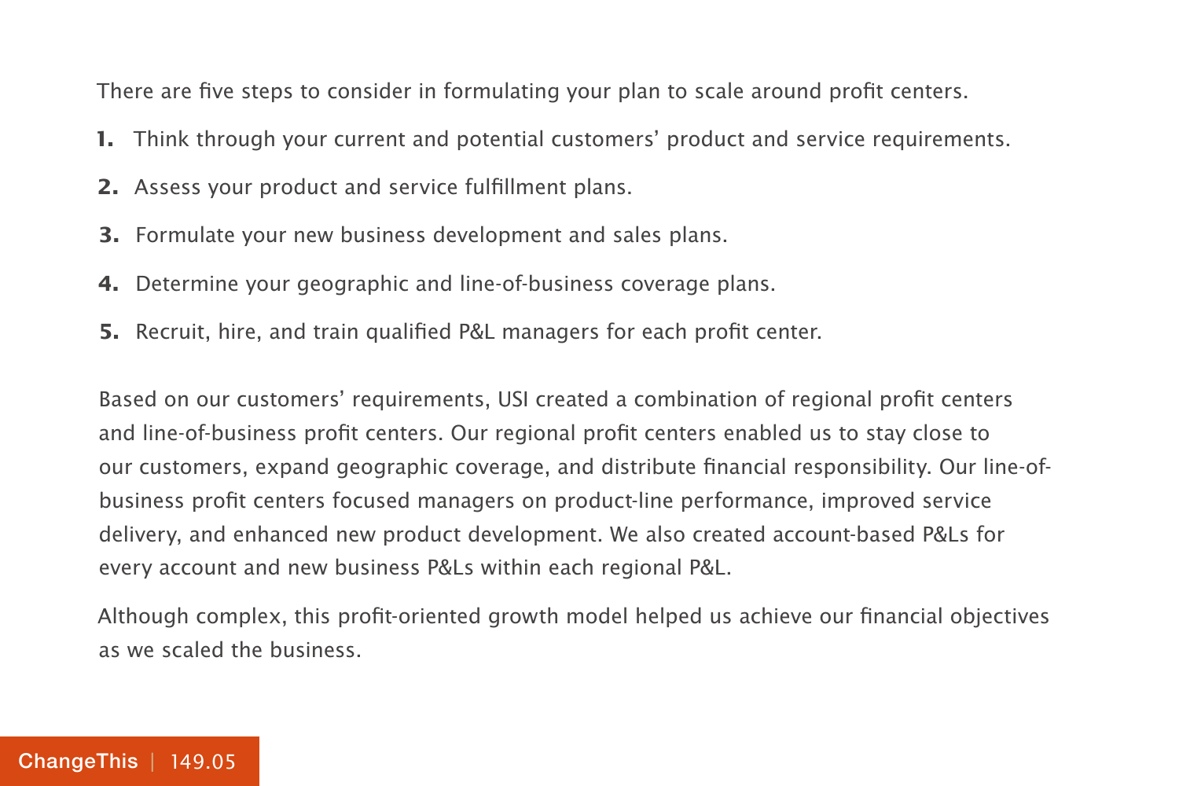There are five steps to consider in formulating your plan to scale around profit centers.

1. Think through your current and potential customers' product and service requirements.
2. Assess your product and service fulfillment plans.
3. Formulate your new business development and sales plans.
4. Determine your geographic and line-of-business coverage plans.
5. Recruit, hire, and train qualified P&L managers for each profit center.

Based on our customers' requirements, USI created a combination of regional profit centers and line-of-business profit centers. Our regional profit centers enabled us to stay close to our customers, expand geographic coverage, and distribute financial responsibility. Our line-of-business profit centers focused managers on product-line performance, improved service delivery, and enhanced new product development. We also created account-based P&Ls for every account and new business P&Ls within each regional P&L.

Although complex, this profit-oriented growth model helped us achieve our financial objectives as we scaled the business.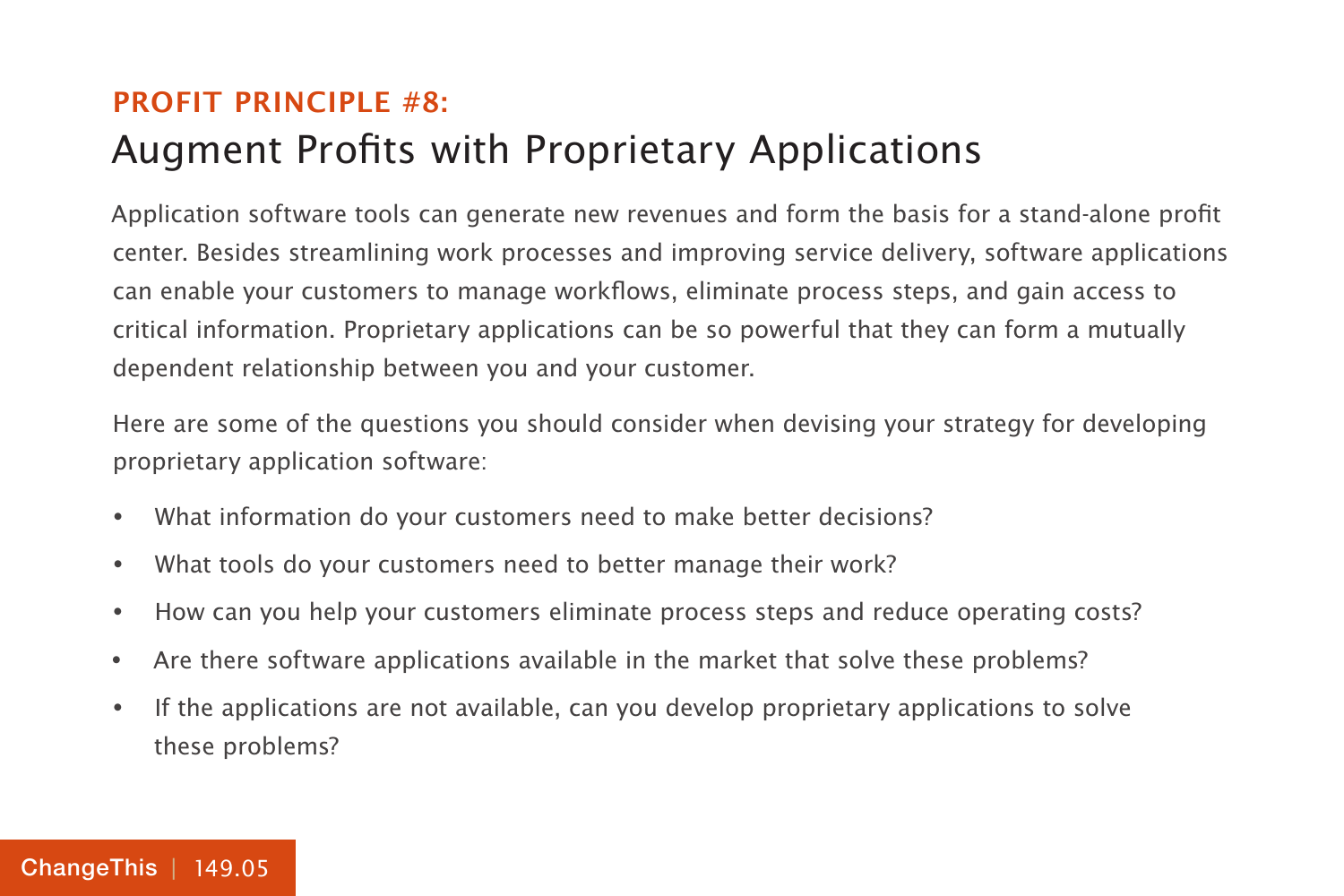## PROFIT PRINCIPLE #8:

# Augment Profits with Proprietary Applications

Application software tools can generate new revenues and form the basis for a stand-alone profit center. Besides streamlining work processes and improving service delivery, software applications can enable your customers to manage workflows, eliminate process steps, and gain access to critical information. Proprietary applications can be so powerful that they can form a mutually dependent relationship between you and your customer.

Here are some of the questions you should consider when devising your strategy for developing proprietary application software:

- What information do your customers need to make better decisions?
- What tools do your customers need to better manage their work?
- How can you help your customers eliminate process steps and reduce operating costs?
- Are there software applications available in the market that solve these problems?
- If the applications are not available, can you develop proprietary applications to solve these problems?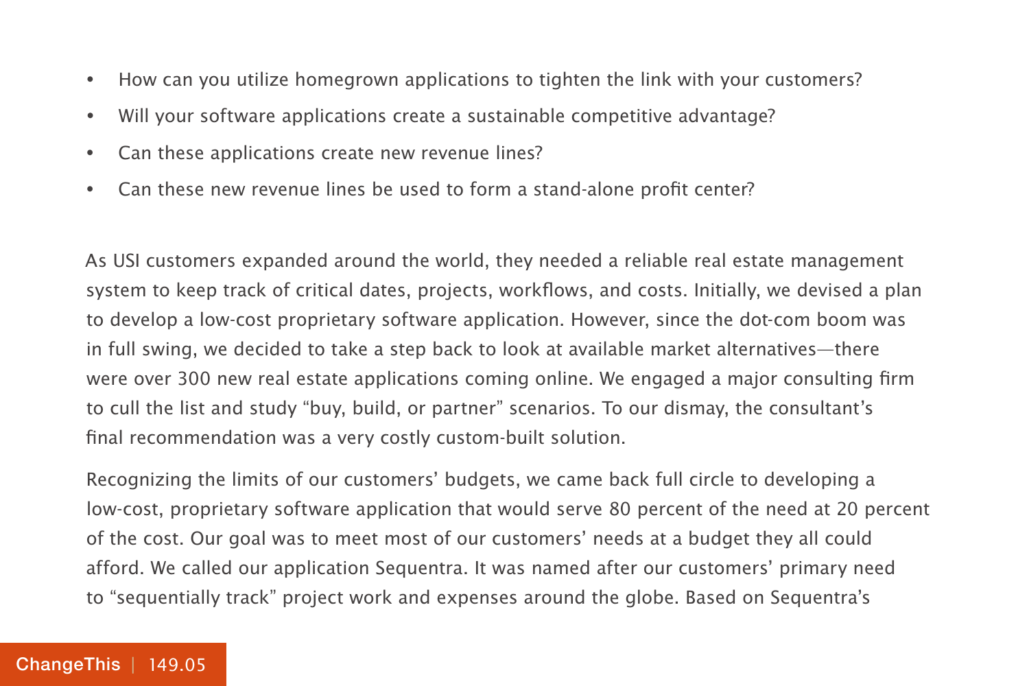- How can you utilize homegrown applications to tighten the link with your customers?
- Will your software applications create a sustainable competitive advantage?
- Can these applications create new revenue lines?
- Can these new revenue lines be used to form a stand-alone profit center?

As USI customers expanded around the world, they needed a reliable real estate management system to keep track of critical dates, projects, workflows, and costs. Initially, we devised a plan to develop a low-cost proprietary software application. However, since the dot-com boom was in full swing, we decided to take a step back to look at available market alternatives—there were over 300 new real estate applications coming online. We engaged a major consulting firm to cull the list and study "buy, build, or partner" scenarios. To our dismay, the consultant's final recommendation was a very costly custom-built solution.

Recognizing the limits of our customers' budgets, we came back full circle to developing a low-cost, proprietary software application that would serve 80 percent of the need at 20 percent of the cost. Our goal was to meet most of our customers' needs at a budget they all could afford. We called our application Sequentra. It was named after our customers' primary need to "sequentially track" project work and expenses around the globe. Based on Sequentra's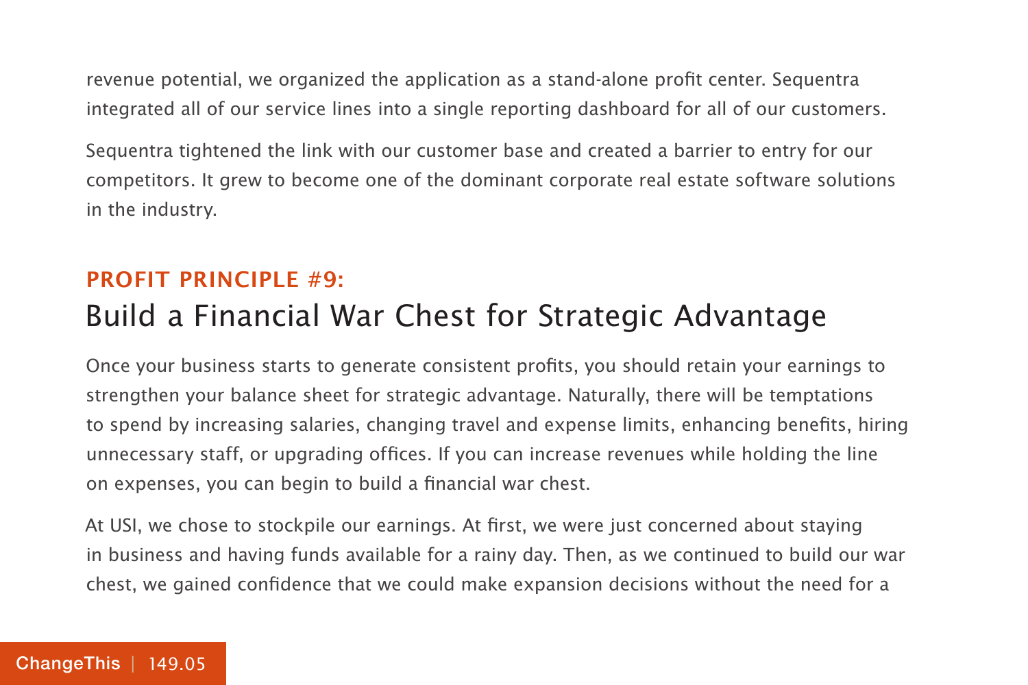revenue potential, we organized the application as a stand-alone profit center. Sequentra integrated all of our service lines into a single reporting dashboard for all of our customers.

Sequentra tightened the link with our customer base and created a barrier to entry for our competitors. It grew to become one of the dominant corporate real estate software solutions in the industry.

## PROFIT PRINCIPLE #9:
## Build a Financial War Chest for Strategic Advantage

Once your business starts to generate consistent profits, you should retain your earnings to strengthen your balance sheet for strategic advantage. Naturally, there will be temptations to spend by increasing salaries, changing travel and expense limits, enhancing benefits, hiring unnecessary staff, or upgrading offices. If you can increase revenues while holding the line on expenses, you can begin to build a financial war chest.

At USI, we chose to stockpile our earnings. At first, we were just concerned about staying in business and having funds available for a rainy day. Then, as we continued to build our war chest, we gained confidence that we could make expansion decisions without the need for a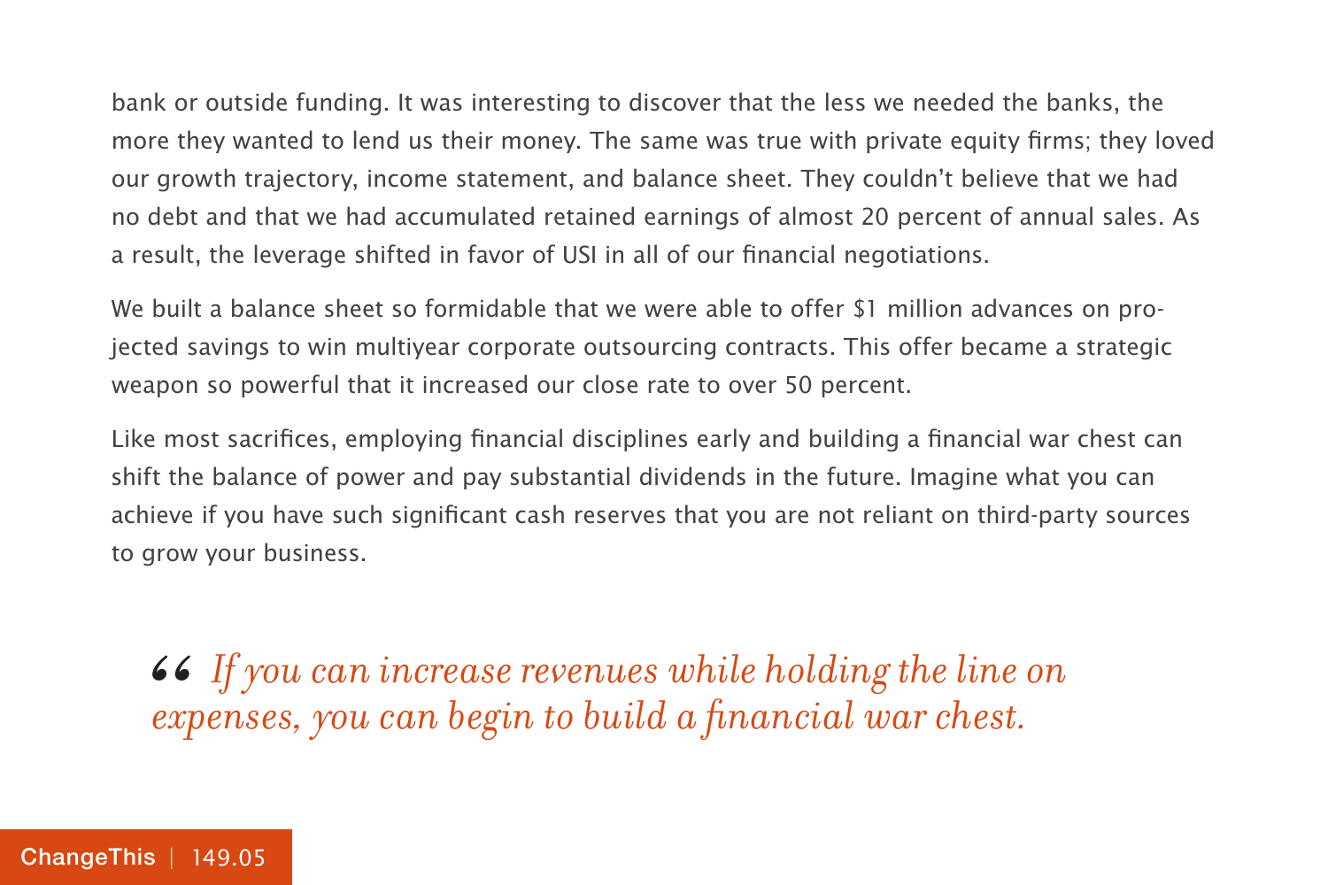bank or outside funding. It was interesting to discover that the less we needed the banks, the more they wanted to lend us their money. The same was true with private equity firms; they loved our growth trajectory, income statement, and balance sheet. They couldn't believe that we had no debt and that we had accumulated retained earnings of almost 20 percent of annual sales. As a result, the leverage shifted in favor of USI in all of our financial negotiations.

We built a balance sheet so formidable that we were able to offer $1 million advances on projected savings to win multiyear corporate outsourcing contracts. This offer became a strategic weapon so powerful that it increased our close rate to over 50 percent.

Like most sacrifices, employing financial disciplines early and building a financial war chest can shift the balance of power and pay substantial dividends in the future. Imagine what you can achieve if you have such significant cash reserves that you are not reliant on third-party sources to grow your business.

> *“If you can increase revenues while holding the line on expenses, you can begin to build a financial war chest.*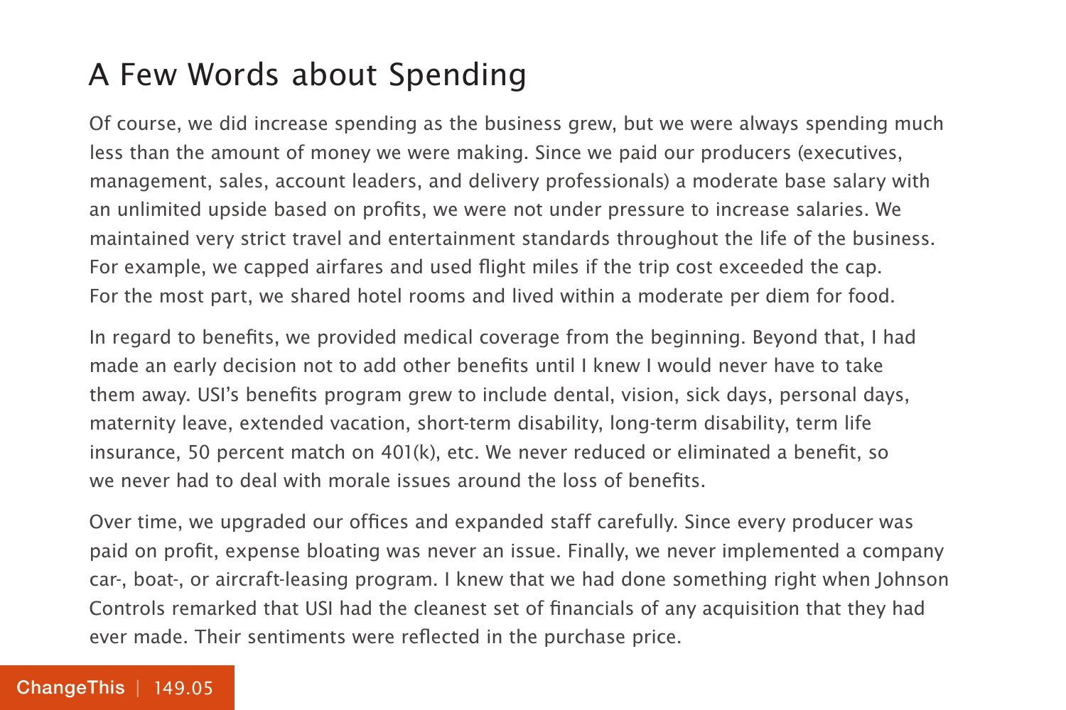## A Few Words about Spending

Of course, we did increase spending as the business grew, but we were always spending much less than the amount of money we were making. Since we paid our producers (executives, management, sales, account leaders, and delivery professionals) a moderate base salary with an unlimited upside based on profits, we were not under pressure to increase salaries. We maintained very strict travel and entertainment standards throughout the life of the business. For example, we capped airfares and used flight miles if the trip cost exceeded the cap. For the most part, we shared hotel rooms and lived within a moderate per diem for food.

In regard to benefits, we provided medical coverage from the beginning. Beyond that, I had made an early decision not to add other benefits until I knew I would never have to take them away. USI's benefits program grew to include dental, vision, sick days, personal days, maternity leave, extended vacation, short-term disability, long-term disability, term life insurance, 50 percent match on 401(k), etc. We never reduced or eliminated a benefit, so we never had to deal with morale issues around the loss of benefits.

Over time, we upgraded our offices and expanded staff carefully. Since every producer was paid on profit, expense bloating was never an issue. Finally, we never implemented a company car-, boat-, or aircraft-leasing program. I knew that we had done something right when Johnson Controls remarked that USI had the cleanest set of financials of any acquisition that they had ever made. Their sentiments were reflected in the purchase price.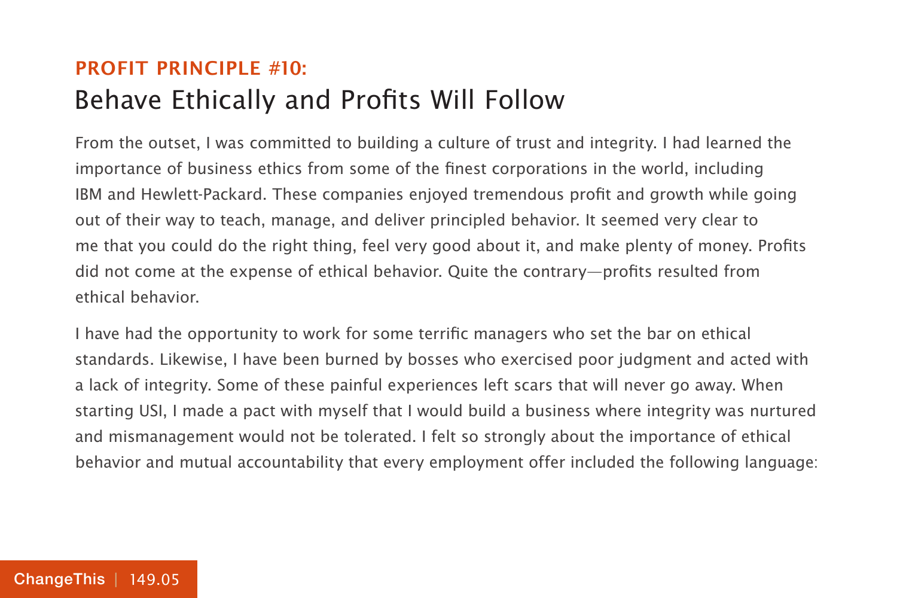## PROFIT PRINCIPLE #10:

# Behave Ethically and Profits Will Follow

From the outset, I was committed to building a culture of trust and integrity. I had learned the importance of business ethics from some of the finest corporations in the world, including IBM and Hewlett-Packard. These companies enjoyed tremendous profit and growth while going out of their way to teach, manage, and deliver principled behavior. It seemed very clear to me that you could do the right thing, feel very good about it, and make plenty of money. Profits did not come at the expense of ethical behavior. Quite the contrary—profits resulted from ethical behavior.

I have had the opportunity to work for some terrific managers who set the bar on ethical standards. Likewise, I have been burned by bosses who exercised poor judgment and acted with a lack of integrity. Some of these painful experiences left scars that will never go away. When starting USI, I made a pact with myself that I would build a business where integrity was nurtured and mismanagement would not be tolerated. I felt so strongly about the importance of ethical behavior and mutual accountability that every employment offer included the following language: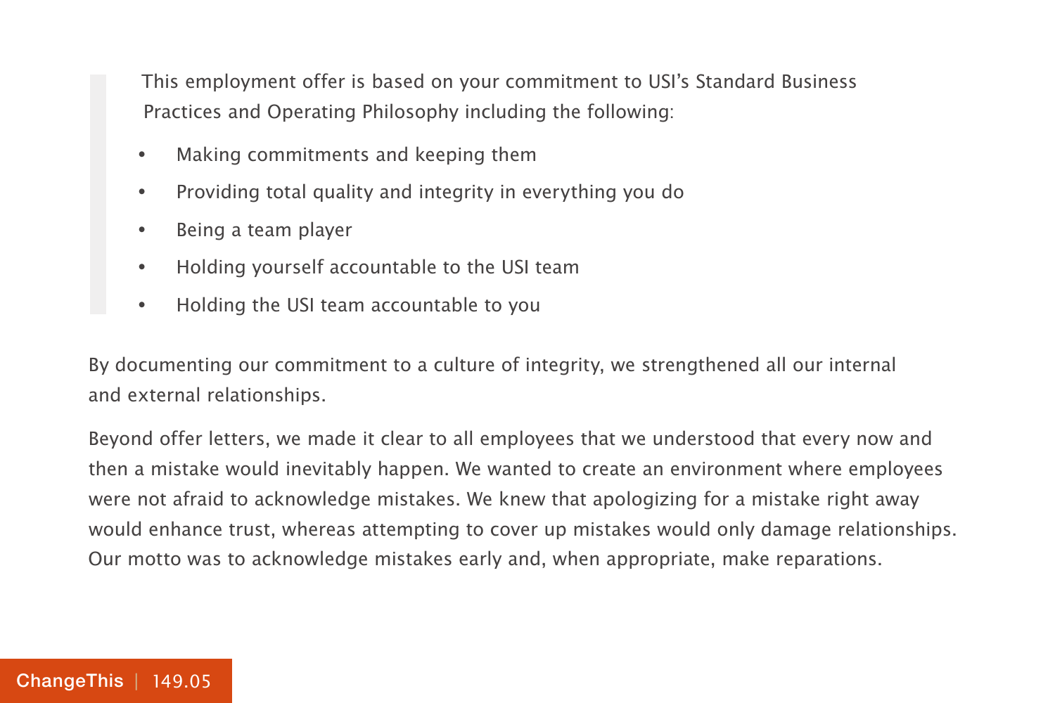> This employment offer is based on your commitment to USI's Standard Business Practices and Operating Philosophy including the following:
>
> - Making commitments and keeping them
> - Providing total quality and integrity in everything you do
> - Being a team player
> - Holding yourself accountable to the USI team
> - Holding the USI team accountable to you

By documenting our commitment to a culture of integrity, we strengthened all our internal and external relationships.

Beyond offer letters, we made it clear to all employees that we understood that every now and then a mistake would inevitably happen. We wanted to create an environment where employees were not afraid to acknowledge mistakes. We knew that apologizing for a mistake right away would enhance trust, whereas attempting to cover up mistakes would only damage relationships. Our motto was to acknowledge mistakes early and, when appropriate, make reparations.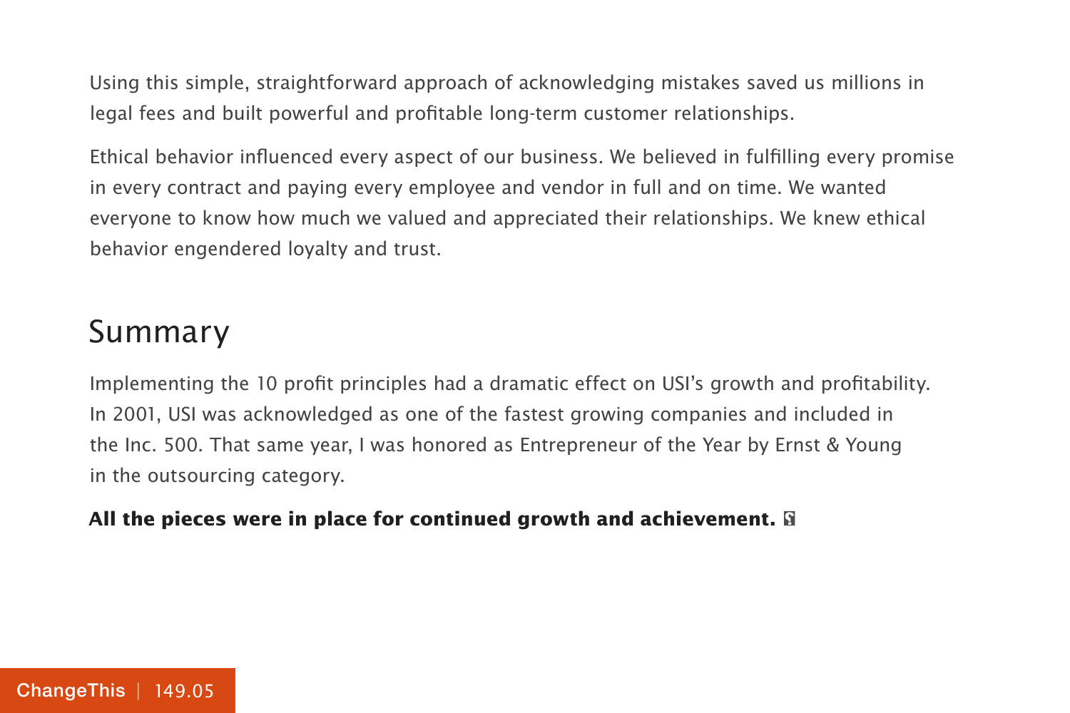Using this simple, straightforward approach of acknowledging mistakes saved us millions in legal fees and built powerful and profitable long-term customer relationships.

Ethical behavior influenced every aspect of our business. We believed in fulfilling every promise in every contract and paying every employee and vendor in full and on time. We wanted everyone to know how much we valued and appreciated their relationships. We knew ethical behavior engendered loyalty and trust.

## Summary

Implementing the 10 profit principles had a dramatic effect on USI's growth and profitability. In 2001, USI was acknowledged as one of the fastest growing companies and included in the Inc. 500. That same year, I was honored as Entrepreneur of the Year by Ernst & Young in the outsourcing category.

**All the pieces were in place for continued growth and achievement.**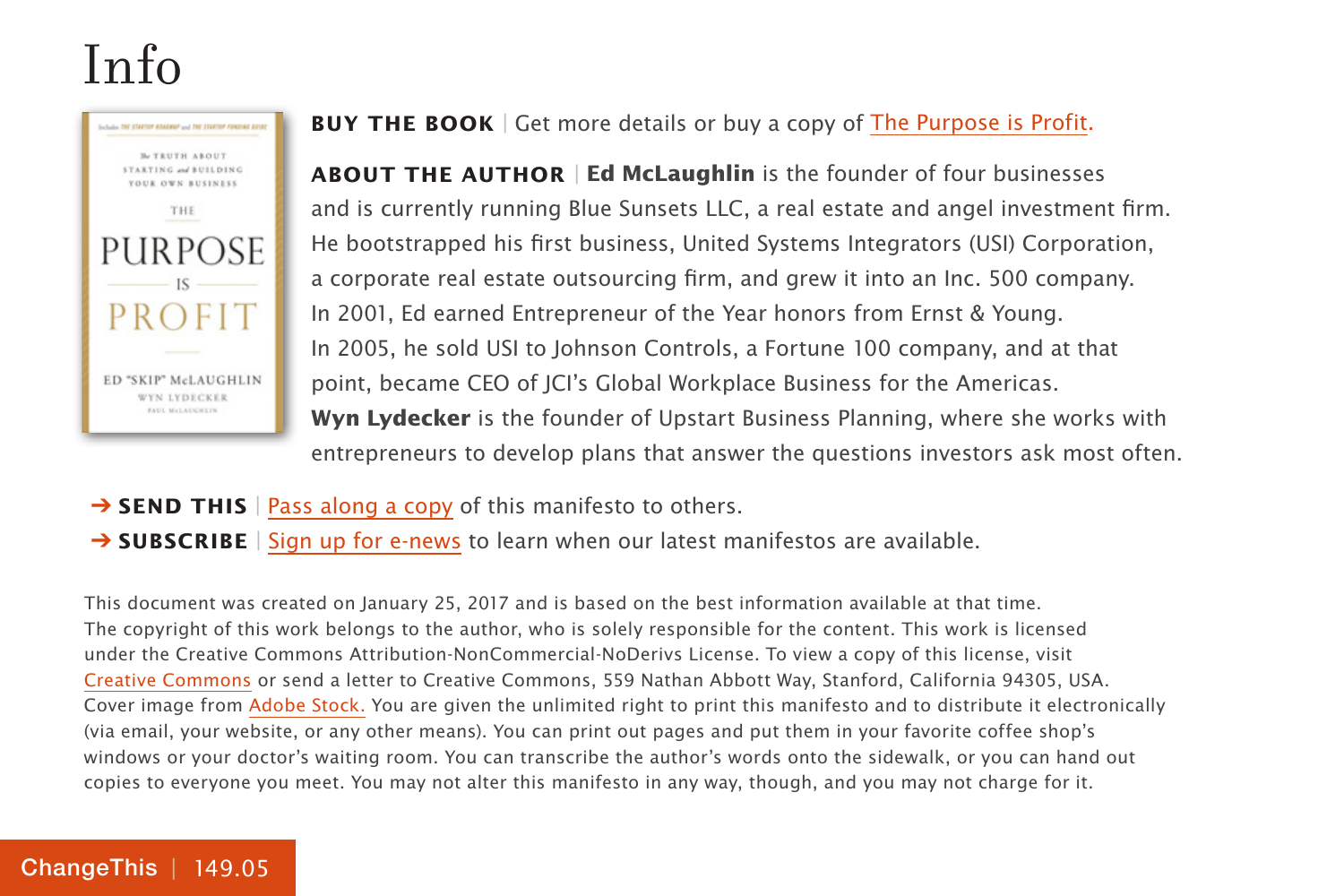# Info

**BUY THE BOOK** | Get more details or buy a copy of The Purpose is Profit.

**ABOUT THE AUTHOR** | **Ed McLaughlin** is the founder of four businesses and is currently running Blue Sunsets LLC, a real estate and angel investment firm. He bootstrapped his first business, United Systems Integrators (USI) Corporation, a corporate real estate outsourcing firm, and grew it into an Inc. 500 company. In 2001, Ed earned Entrepreneur of the Year honors from Ernst & Young. In 2005, he sold USI to Johnson Controls, a Fortune 100 company, and at that point, became CEO of JCI's Global Workplace Business for the Americas. **Wyn Lydecker** is the founder of Upstart Business Planning, where she works with entrepreneurs to develop plans that answer the questions investors ask most often.

➔ **SEND THIS** | Pass along a copy of this manifesto to others.

➔ **SUBSCRIBE** | Sign up for e-news to learn when our latest manifestos are available.

This document was created on January 25, 2017 and is based on the best information available at that time. The copyright of this work belongs to the author, who is solely responsible for the content. This work is licensed under the Creative Commons Attribution-NonCommercial-NoDerivs License. To view a copy of this license, visit Creative Commons or send a letter to Creative Commons, 559 Nathan Abbott Way, Stanford, California 94305, USA. Cover image from Adobe Stock. You are given the unlimited right to print this manifesto and to distribute it electronically (via email, your website, or any other means). You can print out pages and put them in your favorite coffee shop's windows or your doctor's waiting room. You can transcribe the author's words onto the sidewalk, or you can hand out copies to everyone you meet. You may not alter this manifesto in any way, though, and you may not charge for it.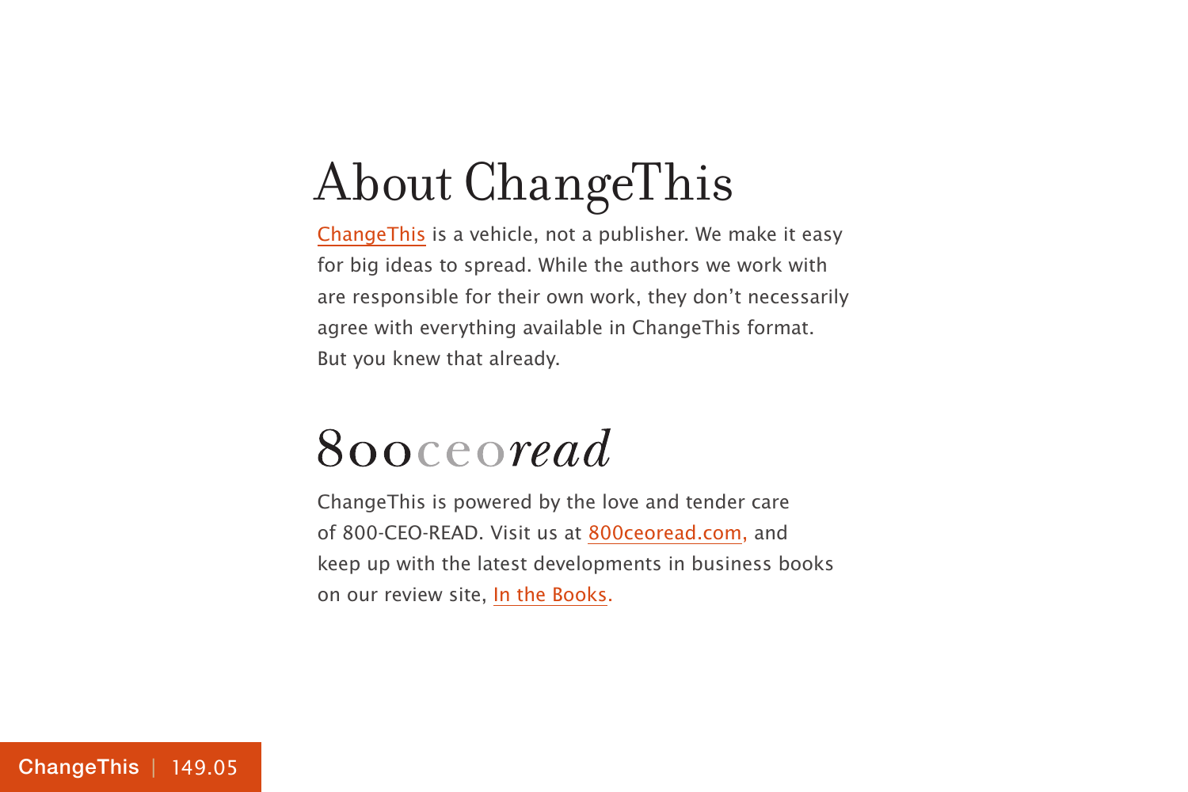# About ChangeThis

ChangeThis is a vehicle, not a publisher. We make it easy for big ideas to spread. While the authors we work with are responsible for their own work, they don't necessarily agree with everything available in ChangeThis format. But you knew that already.

# 800ceoread

ChangeThis is powered by the love and tender care of 800-CEO-READ. Visit us at 800ceoread.com, and keep up with the latest developments in business books on our review site, In the Books.